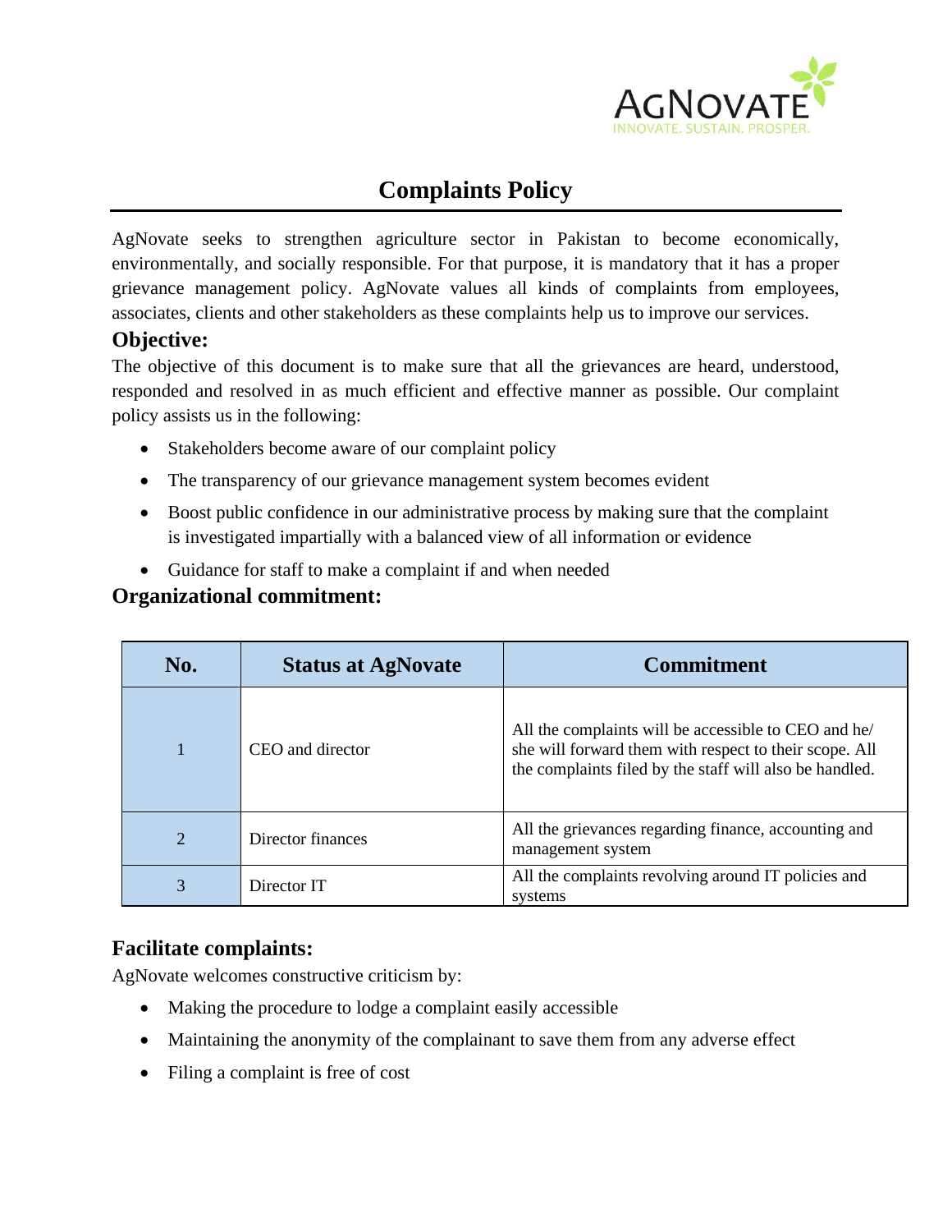# Complaints Policy

AgNovate seeks to strengthen agriculture sector in Pakistan to become economically, environmentally, and socially responsible. For that purpose, it is mandatory that it has a proper grievance management policy. AgNovate values all kinds of complaints from employees, associates, clients and other stakeholders as these complaints help us to improve our services.

## Objective:

The objective of this document is to make sure that all the grievances are heard, understood, responded and resolved in as much efficient and effective manner as possible. Our complaint policy assists us in the following:

- Stakeholders become aware of our complaint policy
- The transparency of our grievance management system becomes evident
- Boost public confidence in our administrative process by making sure that the complaint is investigated impartially with a balanced view of all information or evidence
- Guidance for staff to make a complaint if and when needed

## Organizational commitment:

| No. | Status at AgNovate | Commitment |
|---|---|---|
| 1 | CEO and director | All the complaints will be accessible to CEO and he/ she will forward them with respect to their scope. All the complaints filed by the staff will also be handled. |
| 2 | Director finances | All the grievances regarding finance, accounting and management system |
| 3 | Director IT | All the complaints revolving around IT policies and systems |

## Facilitate complaints:

AgNovate welcomes constructive criticism by:

- Making the procedure to lodge a complaint easily accessible
- Maintaining the anonymity of the complainant to save them from any adverse effect
- Filing a complaint is free of cost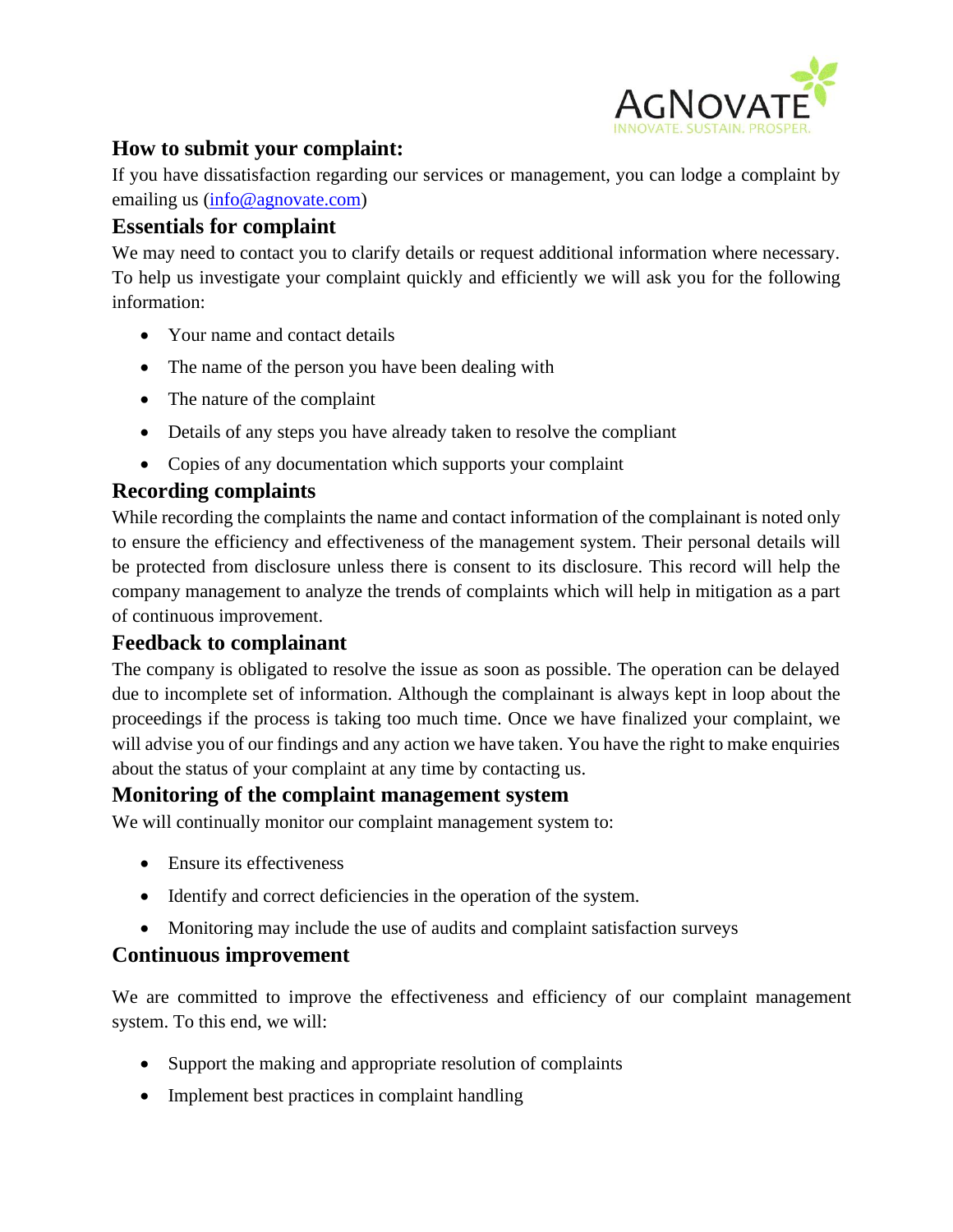## How to submit your complaint:

If you have dissatisfaction regarding our services or management, you can lodge a complaint by emailing us (info@agnovate.com)

## Essentials for complaint

We may need to contact you to clarify details or request additional information where necessary. To help us investigate your complaint quickly and efficiently we will ask you for the following information:

- Your name and contact details
- The name of the person you have been dealing with
- The nature of the complaint
- Details of any steps you have already taken to resolve the compliant
- Copies of any documentation which supports your complaint

## Recording complaints

While recording the complaints the name and contact information of the complainant is noted only to ensure the efficiency and effectiveness of the management system. Their personal details will be protected from disclosure unless there is consent to its disclosure. This record will help the company management to analyze the trends of complaints which will help in mitigation as a part of continuous improvement.

## Feedback to complainant

The company is obligated to resolve the issue as soon as possible. The operation can be delayed due to incomplete set of information. Although the complainant is always kept in loop about the proceedings if the process is taking too much time. Once we have finalized your complaint, we will advise you of our findings and any action we have taken. You have the right to make enquiries about the status of your complaint at any time by contacting us.

## Monitoring of the complaint management system

We will continually monitor our complaint management system to:

- Ensure its effectiveness
- Identify and correct deficiencies in the operation of the system.
- Monitoring may include the use of audits and complaint satisfaction surveys

## Continuous improvement

We are committed to improve the effectiveness and efficiency of our complaint management system. To this end, we will:

- Support the making and appropriate resolution of complaints
- Implement best practices in complaint handling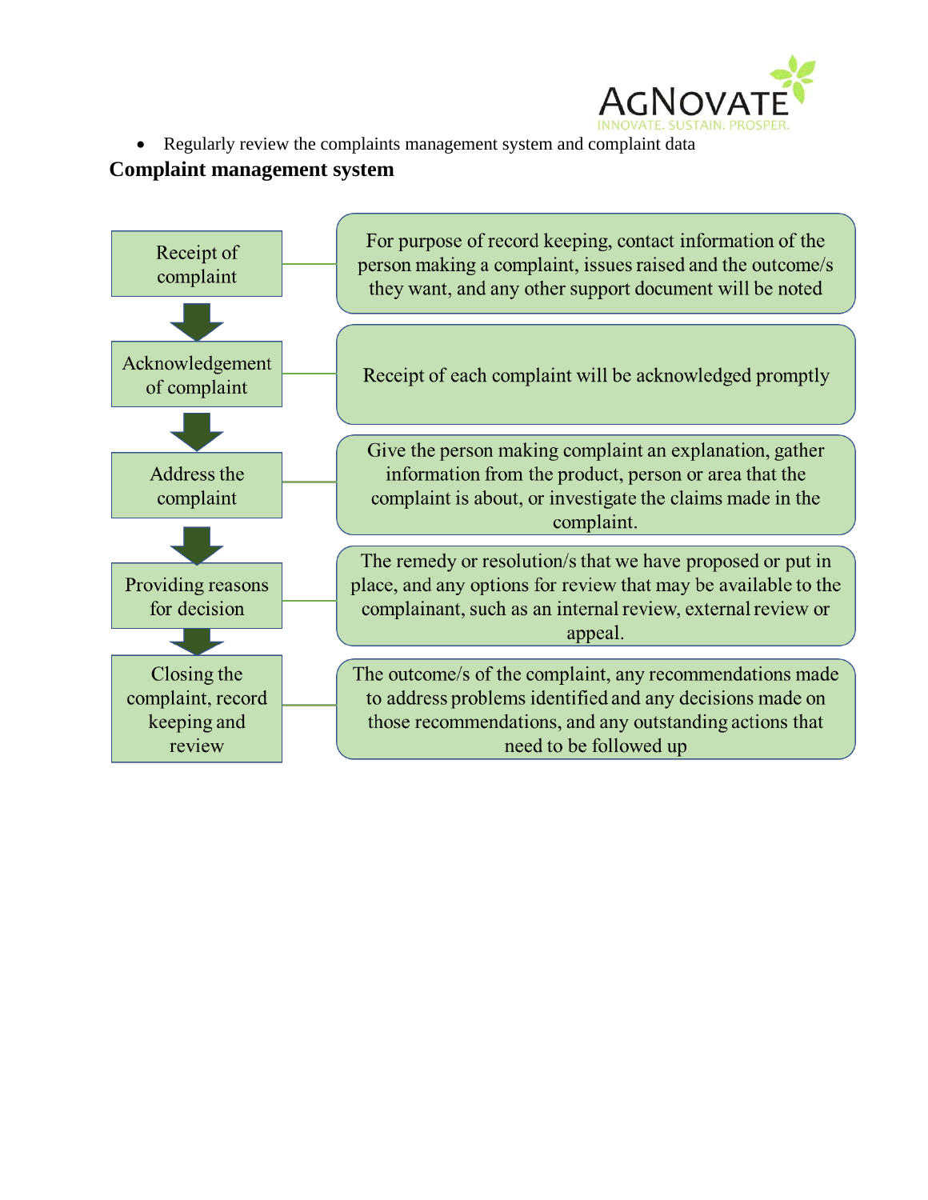- Regularly review the complaints management system and complaint data

## Complaint management system

| | |
|---|---|
| Receipt of complaint | For purpose of record keeping, contact information of the person making a complaint, issues raised and the outcome/s they want, and any other support document will be noted |
| Acknowledgement of complaint | Receipt of each complaint will be acknowledged promptly |
| Address the complaint | Give the person making complaint an explanation, gather information from the product, person or area that the complaint is about, or investigate the claims made in the complaint. |
| Providing reasons for decision | The remedy or resolution/s that we have proposed or put in place, and any options for review that may be available to the complainant, such as an internal review, external review or appeal. |
| Closing the complaint, record keeping and review | The outcome/s of the complaint, any recommendations made to address problems identified and any decisions made on those recommendations, and any outstanding actions that need to be followed up |